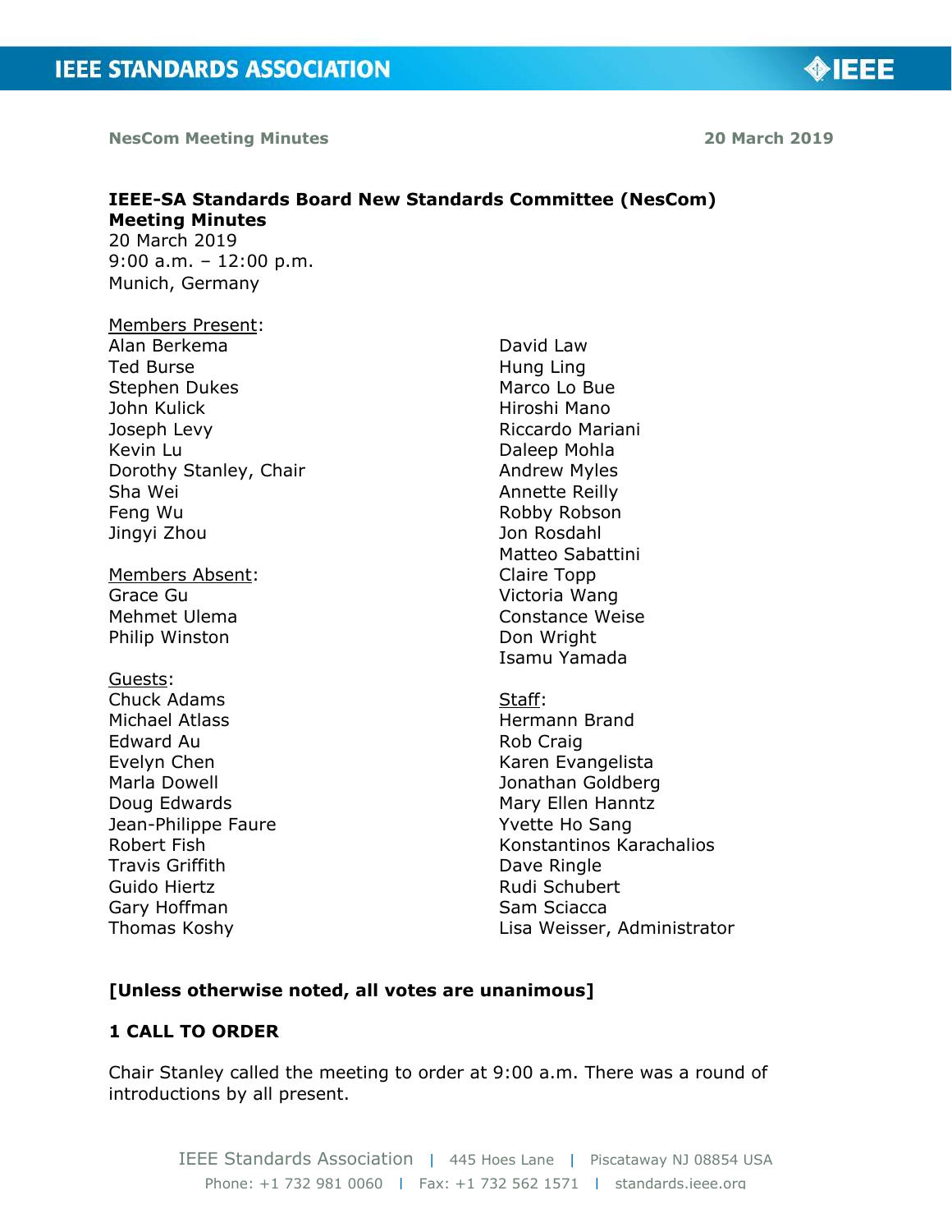# IEEE-SA Standards Board New Standards Committee (NesCom) Meeting Minutes

20 March 2019
9:00 a.m. – 12:00 p.m.
Munich, Germany

Members Present:
Alan Berkema
Ted Burse
Stephen Dukes
John Kulick
Joseph Levy
Kevin Lu
Dorothy Stanley, Chair
Sha Wei
Feng Wu
Jingyi Zhou
David Law
Hung Ling
Marco Lo Bue
Hiroshi Mano
Riccardo Mariani
Daleep Mohla
Andrew Myles
Annette Reilly
Robby Robson
Jon Rosdahl
Matteo Sabattini
Claire Topp
Victoria Wang
Constance Weise
Don Wright
Isamu Yamada

Members Absent:
Grace Gu
Mehmet Ulema
Philip Winston

Guests:
Chuck Adams
Michael Atlass
Edward Au
Evelyn Chen
Marla Dowell
Doug Edwards
Jean-Philippe Faure
Robert Fish
Travis Griffith
Guido Hiertz
Gary Hoffman
Thomas Koshy

Staff:
Hermann Brand
Rob Craig
Karen Evangelista
Jonathan Goldberg
Mary Ellen Hanntz
Yvette Ho Sang
Konstantinos Karachalios
Dave Ringle
Rudi Schubert
Sam Sciacca
Lisa Weisser, Administrator

**[Unless otherwise noted, all votes are unanimous]**

## 1 CALL TO ORDER

Chair Stanley called the meeting to order at 9:00 a.m. There was a round of introductions by all present.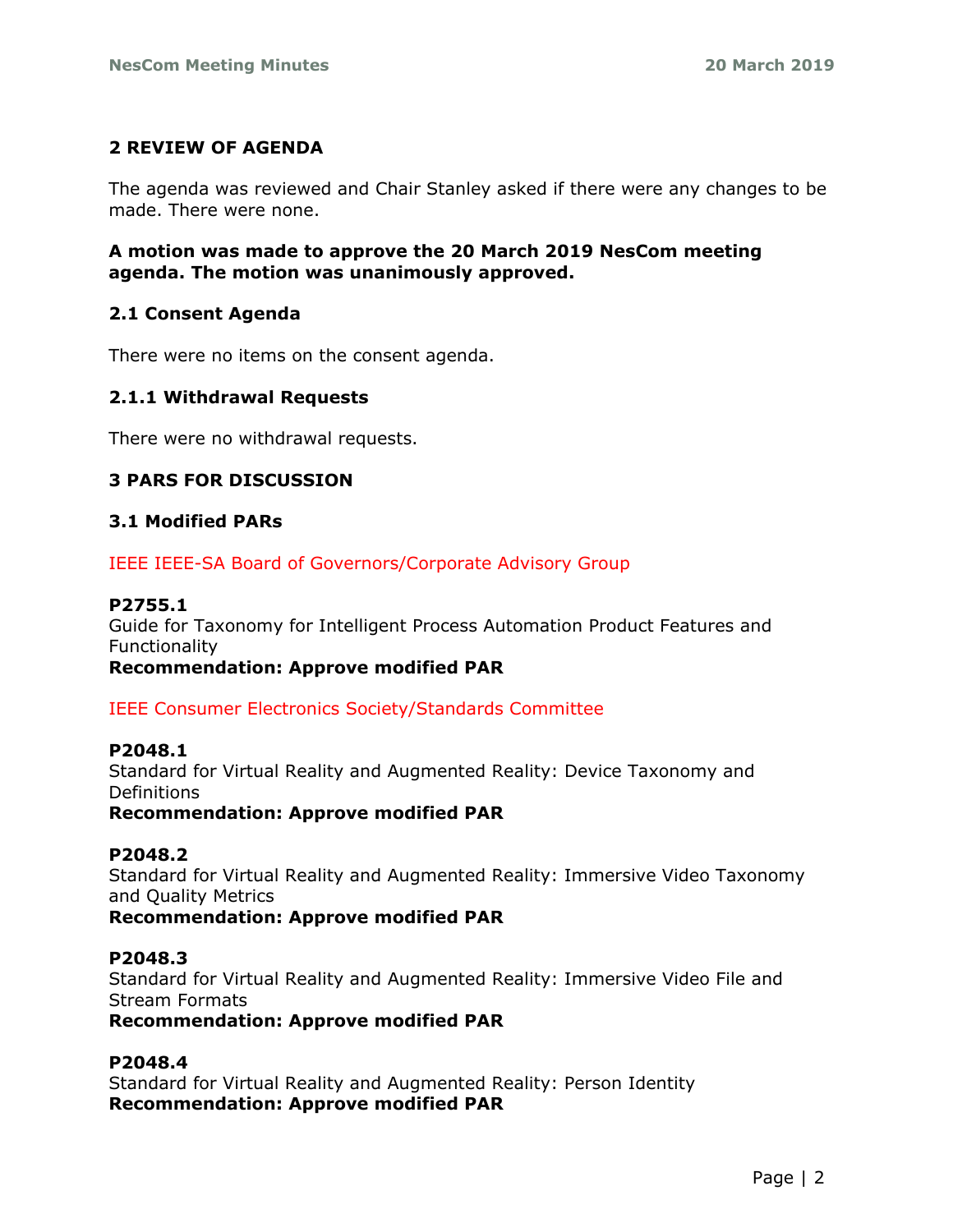## 2 REVIEW OF AGENDA

The agenda was reviewed and Chair Stanley asked if there were any changes to be made. There were none.

**A motion was made to approve the 20 March 2019 NesCom meeting agenda. The motion was unanimously approved.**

### 2.1 Consent Agenda

There were no items on the consent agenda.

#### 2.1.1 Withdrawal Requests

There were no withdrawal requests.

## 3 PARS FOR DISCUSSION

### 3.1 Modified PARs

IEEE IEEE-SA Board of Governors/Corporate Advisory Group

**P2755.1**
Guide for Taxonomy for Intelligent Process Automation Product Features and Functionality
**Recommendation: Approve modified PAR**

IEEE Consumer Electronics Society/Standards Committee

**P2048.1**
Standard for Virtual Reality and Augmented Reality: Device Taxonomy and Definitions
**Recommendation: Approve modified PAR**

**P2048.2**
Standard for Virtual Reality and Augmented Reality: Immersive Video Taxonomy and Quality Metrics
**Recommendation: Approve modified PAR**

**P2048.3**
Standard for Virtual Reality and Augmented Reality: Immersive Video File and Stream Formats
**Recommendation: Approve modified PAR**

**P2048.4**
Standard for Virtual Reality and Augmented Reality: Person Identity
**Recommendation: Approve modified PAR**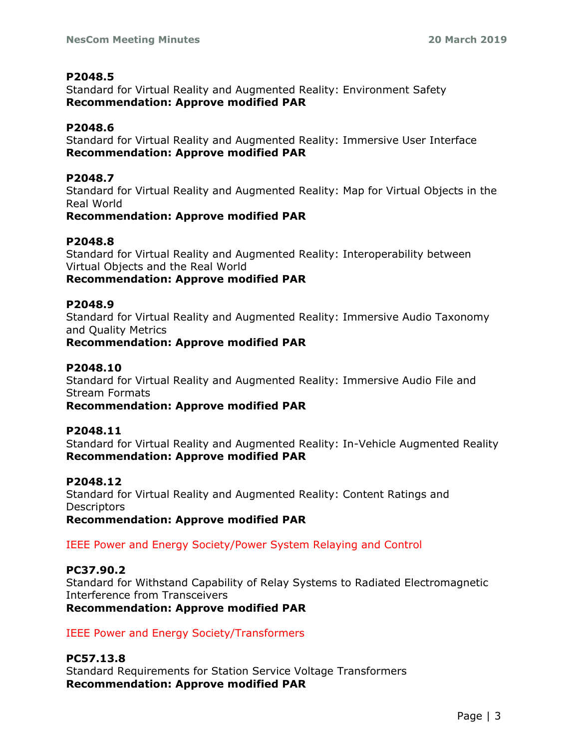**P2048.5**
Standard for Virtual Reality and Augmented Reality: Environment Safety
**Recommendation: Approve modified PAR**

**P2048.6**
Standard for Virtual Reality and Augmented Reality: Immersive User Interface
**Recommendation: Approve modified PAR**

**P2048.7**
Standard for Virtual Reality and Augmented Reality: Map for Virtual Objects in the Real World
**Recommendation: Approve modified PAR**

**P2048.8**
Standard for Virtual Reality and Augmented Reality: Interoperability between Virtual Objects and the Real World
**Recommendation: Approve modified PAR**

**P2048.9**
Standard for Virtual Reality and Augmented Reality: Immersive Audio Taxonomy and Quality Metrics
**Recommendation: Approve modified PAR**

**P2048.10**
Standard for Virtual Reality and Augmented Reality: Immersive Audio File and Stream Formats
**Recommendation: Approve modified PAR**

**P2048.11**
Standard for Virtual Reality and Augmented Reality: In-Vehicle Augmented Reality
**Recommendation: Approve modified PAR**

**P2048.12**
Standard for Virtual Reality and Augmented Reality: Content Ratings and Descriptors
**Recommendation: Approve modified PAR**

IEEE Power and Energy Society/Power System Relaying and Control

**PC37.90.2**
Standard for Withstand Capability of Relay Systems to Radiated Electromagnetic Interference from Transceivers
**Recommendation: Approve modified PAR**

IEEE Power and Energy Society/Transformers

**PC57.13.8**
Standard Requirements for Station Service Voltage Transformers
**Recommendation: Approve modified PAR**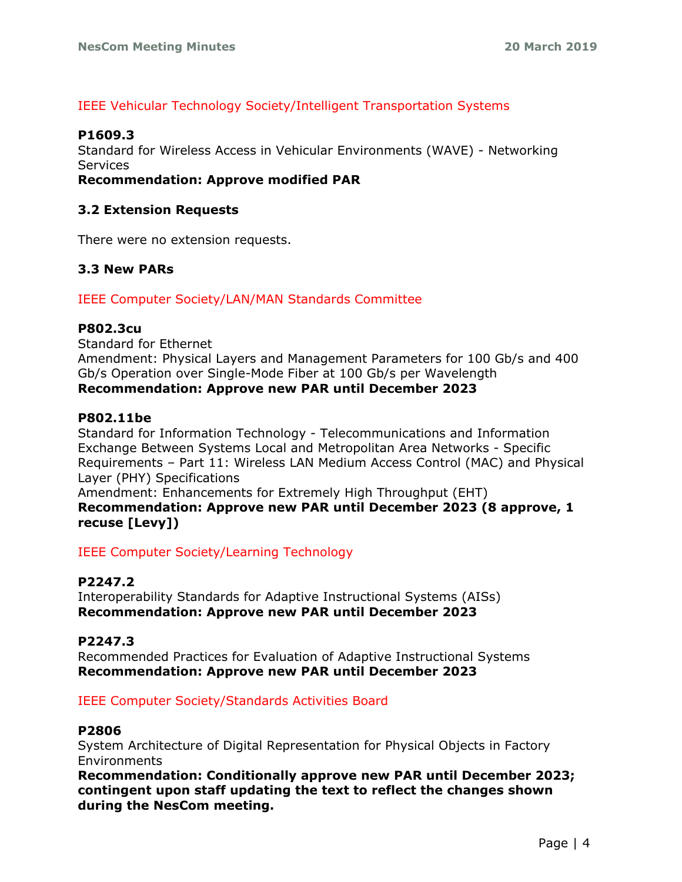IEEE Vehicular Technology Society/Intelligent Transportation Systems

**P1609.3**
Standard for Wireless Access in Vehicular Environments (WAVE) - Networking Services
**Recommendation: Approve modified PAR**

### 3.2 Extension Requests

There were no extension requests.

### 3.3 New PARs

IEEE Computer Society/LAN/MAN Standards Committee

**P802.3cu**
Standard for Ethernet
Amendment: Physical Layers and Management Parameters for 100 Gb/s and 400 Gb/s Operation over Single-Mode Fiber at 100 Gb/s per Wavelength
**Recommendation: Approve new PAR until December 2023**

**P802.11be**
Standard for Information Technology - Telecommunications and Information Exchange Between Systems Local and Metropolitan Area Networks - Specific Requirements – Part 11: Wireless LAN Medium Access Control (MAC) and Physical Layer (PHY) Specifications
Amendment: Enhancements for Extremely High Throughput (EHT)
**Recommendation: Approve new PAR until December 2023 (8 approve, 1 recuse [Levy])**

IEEE Computer Society/Learning Technology

**P2247.2**
Interoperability Standards for Adaptive Instructional Systems (AISs)
**Recommendation: Approve new PAR until December 2023**

**P2247.3**
Recommended Practices for Evaluation of Adaptive Instructional Systems
**Recommendation: Approve new PAR until December 2023**

IEEE Computer Society/Standards Activities Board

**P2806**
System Architecture of Digital Representation for Physical Objects in Factory Environments
**Recommendation: Conditionally approve new PAR until December 2023; contingent upon staff updating the text to reflect the changes shown during the NesCom meeting.**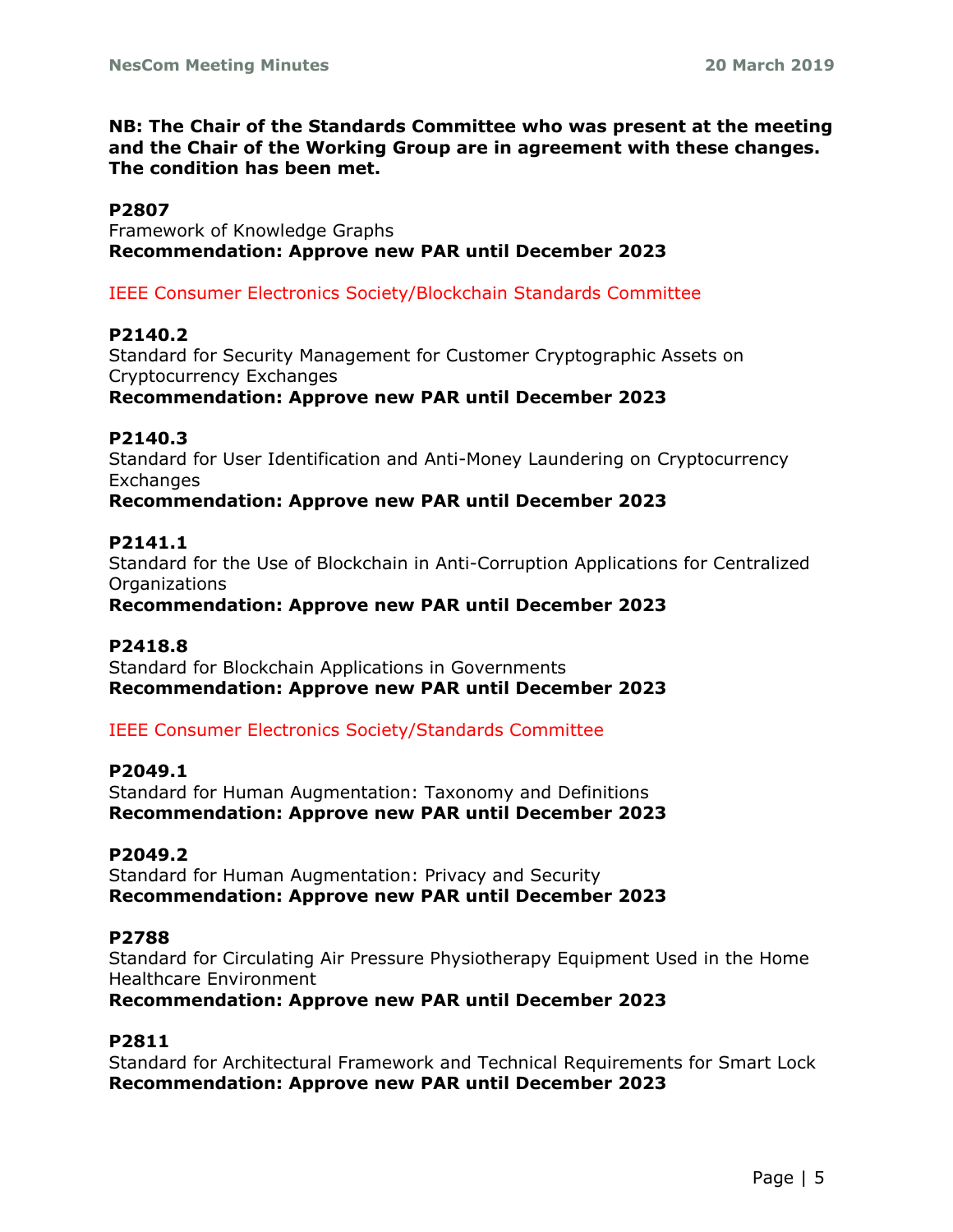**NB: The Chair of the Standards Committee who was present at the meeting and the Chair of the Working Group are in agreement with these changes. The condition has been met.**

**P2807**
Framework of Knowledge Graphs
**Recommendation: Approve new PAR until December 2023**

IEEE Consumer Electronics Society/Blockchain Standards Committee

**P2140.2**
Standard for Security Management for Customer Cryptographic Assets on Cryptocurrency Exchanges
**Recommendation: Approve new PAR until December 2023**

**P2140.3**
Standard for User Identification and Anti-Money Laundering on Cryptocurrency Exchanges
**Recommendation: Approve new PAR until December 2023**

**P2141.1**
Standard for the Use of Blockchain in Anti-Corruption Applications for Centralized Organizations
**Recommendation: Approve new PAR until December 2023**

**P2418.8**
Standard for Blockchain Applications in Governments
**Recommendation: Approve new PAR until December 2023**

IEEE Consumer Electronics Society/Standards Committee

**P2049.1**
Standard for Human Augmentation: Taxonomy and Definitions
**Recommendation: Approve new PAR until December 2023**

**P2049.2**
Standard for Human Augmentation: Privacy and Security
**Recommendation: Approve new PAR until December 2023**

**P2788**
Standard for Circulating Air Pressure Physiotherapy Equipment Used in the Home Healthcare Environment
**Recommendation: Approve new PAR until December 2023**

**P2811**
Standard for Architectural Framework and Technical Requirements for Smart Lock
**Recommendation: Approve new PAR until December 2023**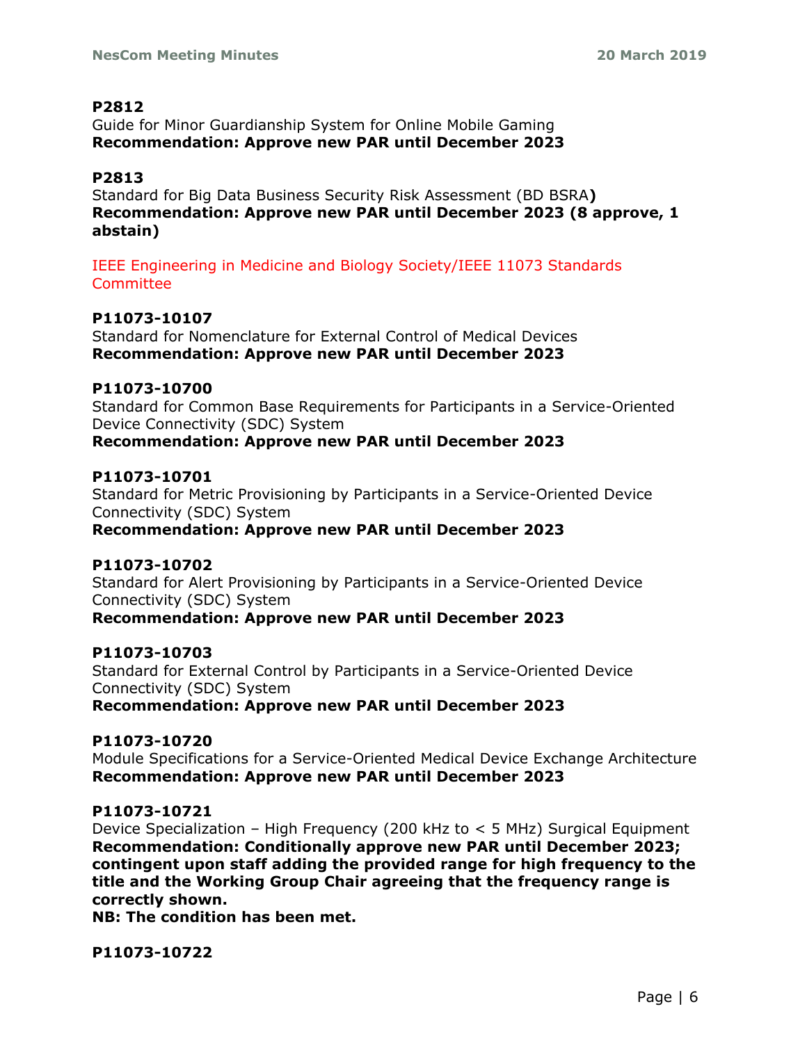**P2812**
Guide for Minor Guardianship System for Online Mobile Gaming
**Recommendation: Approve new PAR until December 2023**

**P2813**
Standard for Big Data Business Security Risk Assessment (BD BSRA**)**
**Recommendation: Approve new PAR until December 2023 (8 approve, 1 abstain)**

IEEE Engineering in Medicine and Biology Society/IEEE 11073 Standards Committee

**P11073-10107**
Standard for Nomenclature for External Control of Medical Devices
**Recommendation: Approve new PAR until December 2023**

**P11073-10700**
Standard for Common Base Requirements for Participants in a Service-Oriented Device Connectivity (SDC) System
**Recommendation: Approve new PAR until December 2023**

**P11073-10701**
Standard for Metric Provisioning by Participants in a Service-Oriented Device Connectivity (SDC) System
**Recommendation: Approve new PAR until December 2023**

**P11073-10702**
Standard for Alert Provisioning by Participants in a Service-Oriented Device Connectivity (SDC) System
**Recommendation: Approve new PAR until December 2023**

**P11073-10703**
Standard for External Control by Participants in a Service-Oriented Device Connectivity (SDC) System
**Recommendation: Approve new PAR until December 2023**

**P11073-10720**
Module Specifications for a Service-Oriented Medical Device Exchange Architecture
**Recommendation: Approve new PAR until December 2023**

**P11073-10721**
Device Specialization – High Frequency (200 kHz to < 5 MHz) Surgical Equipment
**Recommendation: Conditionally approve new PAR until December 2023; contingent upon staff adding the provided range for high frequency to the title and the Working Group Chair agreeing that the frequency range is correctly shown.**
**NB: The condition has been met.**

**P11073-10722**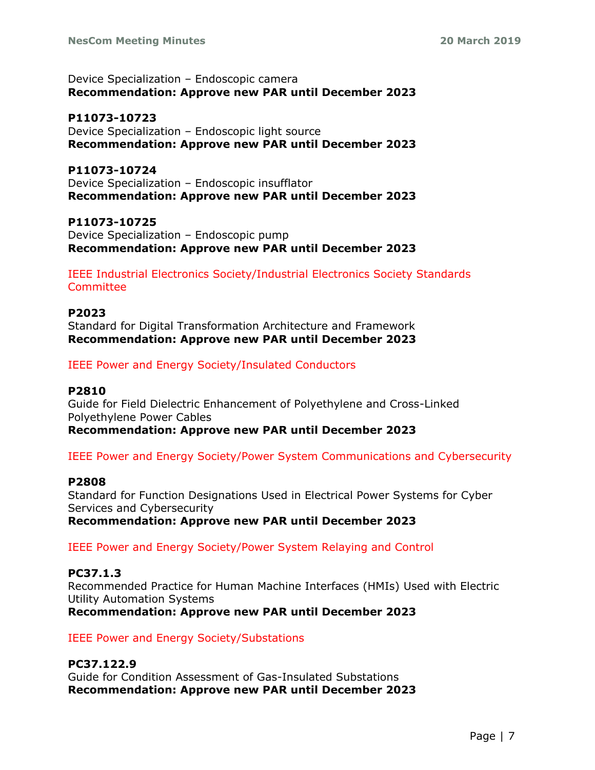Device Specialization – Endoscopic camera
**Recommendation: Approve new PAR until December 2023**

**P11073-10723**
Device Specialization – Endoscopic light source
**Recommendation: Approve new PAR until December 2023**

**P11073-10724**
Device Specialization – Endoscopic insufflator
**Recommendation: Approve new PAR until December 2023**

**P11073-10725**
Device Specialization – Endoscopic pump
**Recommendation: Approve new PAR until December 2023**

IEEE Industrial Electronics Society/Industrial Electronics Society Standards Committee

**P2023**
Standard for Digital Transformation Architecture and Framework
**Recommendation: Approve new PAR until December 2023**

IEEE Power and Energy Society/Insulated Conductors

**P2810**
Guide for Field Dielectric Enhancement of Polyethylene and Cross-Linked Polyethylene Power Cables
**Recommendation: Approve new PAR until December 2023**

IEEE Power and Energy Society/Power System Communications and Cybersecurity

**P2808**
Standard for Function Designations Used in Electrical Power Systems for Cyber Services and Cybersecurity
**Recommendation: Approve new PAR until December 2023**

IEEE Power and Energy Society/Power System Relaying and Control

**PC37.1.3**
Recommended Practice for Human Machine Interfaces (HMIs) Used with Electric Utility Automation Systems
**Recommendation: Approve new PAR until December 2023**

IEEE Power and Energy Society/Substations

**PC37.122.9**
Guide for Condition Assessment of Gas-Insulated Substations
**Recommendation: Approve new PAR until December 2023**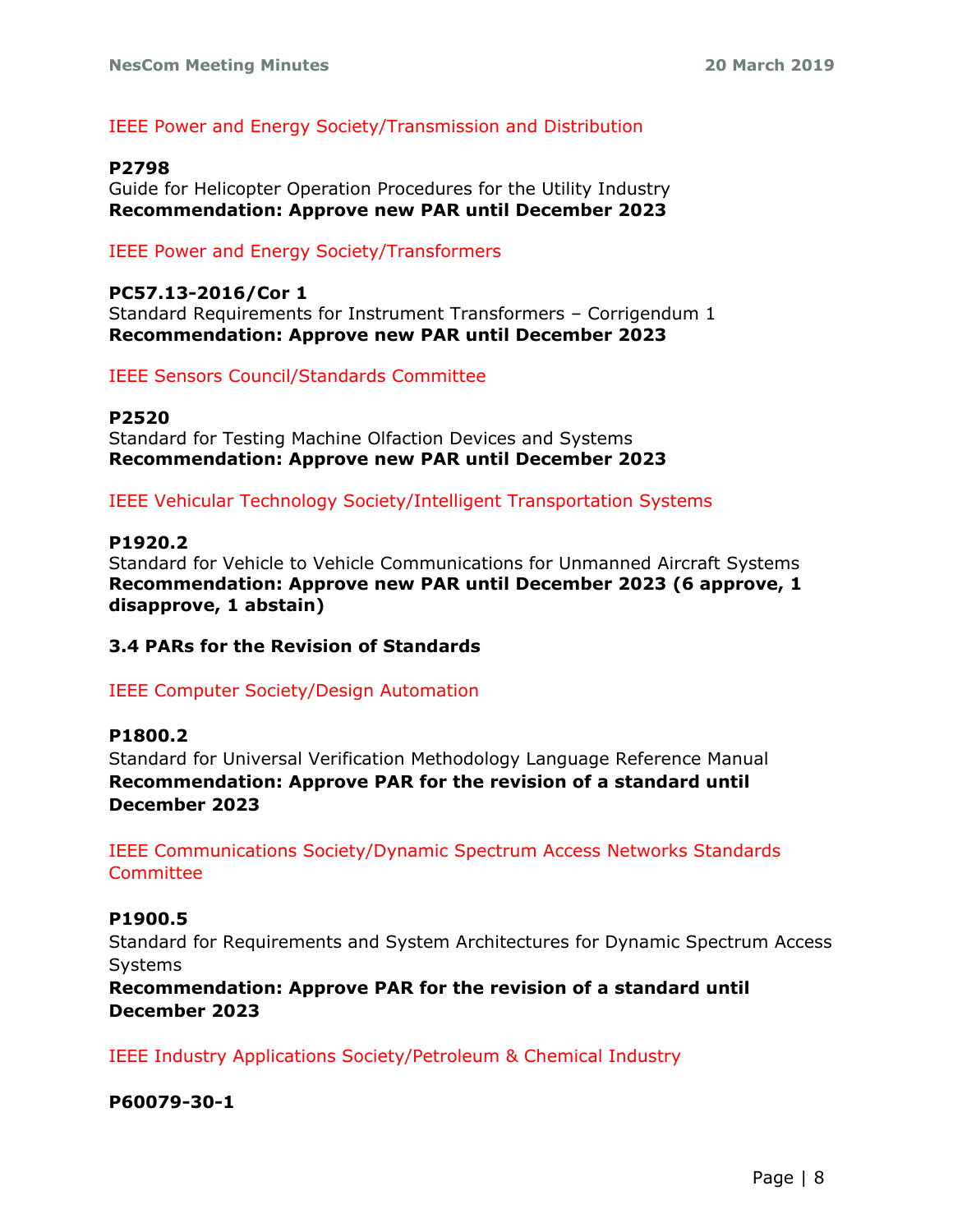IEEE Power and Energy Society/Transmission and Distribution

**P2798**
Guide for Helicopter Operation Procedures for the Utility Industry
**Recommendation: Approve new PAR until December 2023**

IEEE Power and Energy Society/Transformers

**PC57.13-2016/Cor 1**
Standard Requirements for Instrument Transformers – Corrigendum 1
**Recommendation: Approve new PAR until December 2023**

IEEE Sensors Council/Standards Committee

**P2520**
Standard for Testing Machine Olfaction Devices and Systems
**Recommendation: Approve new PAR until December 2023**

IEEE Vehicular Technology Society/Intelligent Transportation Systems

**P1920.2**
Standard for Vehicle to Vehicle Communications for Unmanned Aircraft Systems
**Recommendation: Approve new PAR until December 2023 (6 approve, 1 disapprove, 1 abstain)**

### 3.4 PARs for the Revision of Standards

IEEE Computer Society/Design Automation

**P1800.2**
Standard for Universal Verification Methodology Language Reference Manual
**Recommendation: Approve PAR for the revision of a standard until December 2023**

IEEE Communications Society/Dynamic Spectrum Access Networks Standards Committee

**P1900.5**
Standard for Requirements and System Architectures for Dynamic Spectrum Access Systems
**Recommendation: Approve PAR for the revision of a standard until December 2023**

IEEE Industry Applications Society/Petroleum & Chemical Industry

**P60079-30-1**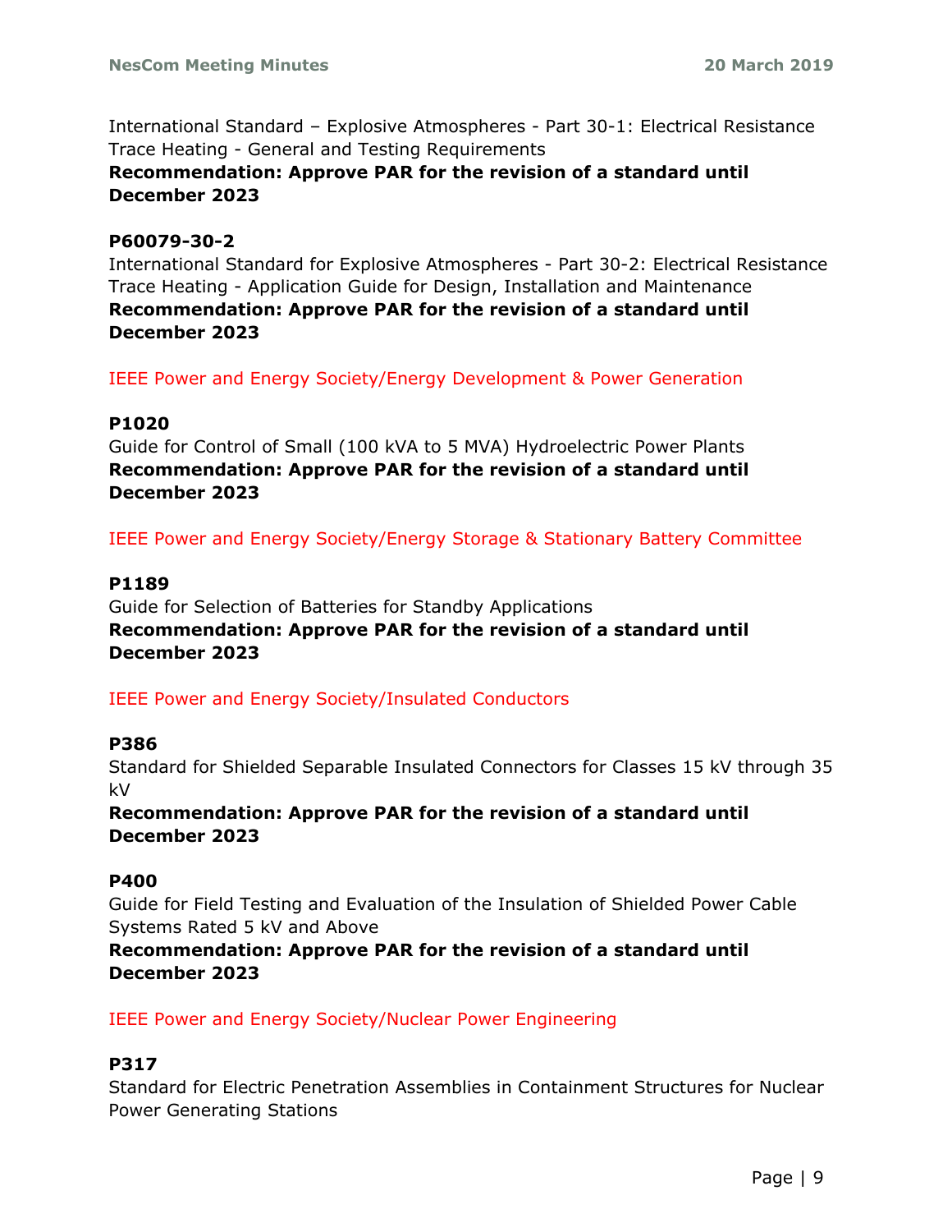International Standard – Explosive Atmospheres - Part 30-1: Electrical Resistance Trace Heating - General and Testing Requirements
**Recommendation: Approve PAR for the revision of a standard until December 2023**

**P60079-30-2**
International Standard for Explosive Atmospheres - Part 30-2: Electrical Resistance Trace Heating - Application Guide for Design, Installation and Maintenance
**Recommendation: Approve PAR for the revision of a standard until December 2023**

IEEE Power and Energy Society/Energy Development & Power Generation

**P1020**
Guide for Control of Small (100 kVA to 5 MVA) Hydroelectric Power Plants
**Recommendation: Approve PAR for the revision of a standard until December 2023**

IEEE Power and Energy Society/Energy Storage & Stationary Battery Committee

**P1189**
Guide for Selection of Batteries for Standby Applications
**Recommendation: Approve PAR for the revision of a standard until December 2023**

IEEE Power and Energy Society/Insulated Conductors

**P386**
Standard for Shielded Separable Insulated Connectors for Classes 15 kV through 35 kV
**Recommendation: Approve PAR for the revision of a standard until December 2023**

**P400**
Guide for Field Testing and Evaluation of the Insulation of Shielded Power Cable Systems Rated 5 kV and Above
**Recommendation: Approve PAR for the revision of a standard until December 2023**

IEEE Power and Energy Society/Nuclear Power Engineering

**P317**
Standard for Electric Penetration Assemblies in Containment Structures for Nuclear Power Generating Stations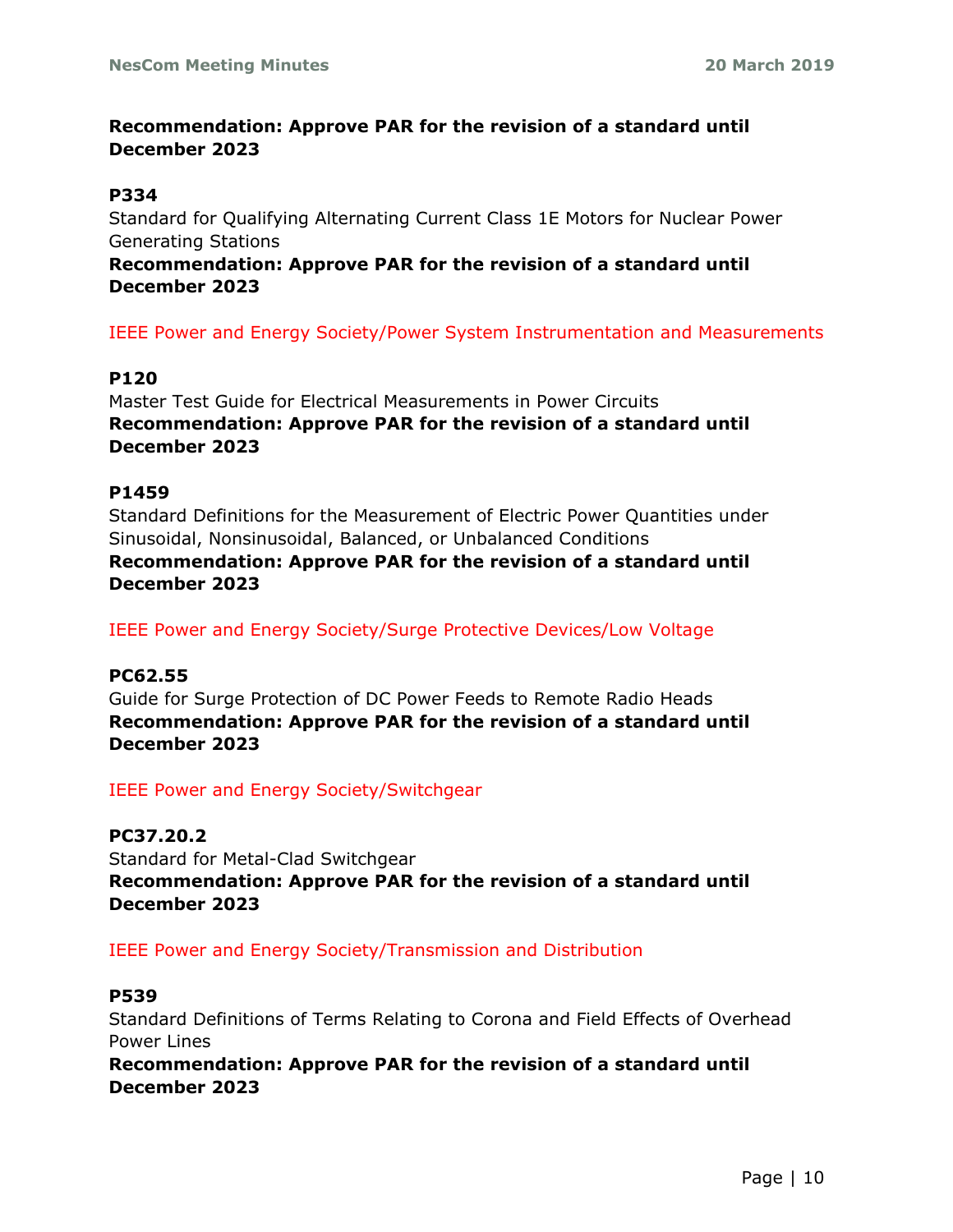**Recommendation: Approve PAR for the revision of a standard until December 2023**

**P334**
Standard for Qualifying Alternating Current Class 1E Motors for Nuclear Power Generating Stations
**Recommendation: Approve PAR for the revision of a standard until December 2023**

IEEE Power and Energy Society/Power System Instrumentation and Measurements

**P120**
Master Test Guide for Electrical Measurements in Power Circuits
**Recommendation: Approve PAR for the revision of a standard until December 2023**

**P1459**
Standard Definitions for the Measurement of Electric Power Quantities under Sinusoidal, Nonsinusoidal, Balanced, or Unbalanced Conditions
**Recommendation: Approve PAR for the revision of a standard until December 2023**

IEEE Power and Energy Society/Surge Protective Devices/Low Voltage

**PC62.55**
Guide for Surge Protection of DC Power Feeds to Remote Radio Heads
**Recommendation: Approve PAR for the revision of a standard until December 2023**

IEEE Power and Energy Society/Switchgear

**PC37.20.2**
Standard for Metal-Clad Switchgear
**Recommendation: Approve PAR for the revision of a standard until December 2023**

IEEE Power and Energy Society/Transmission and Distribution

**P539**
Standard Definitions of Terms Relating to Corona and Field Effects of Overhead Power Lines
**Recommendation: Approve PAR for the revision of a standard until December 2023**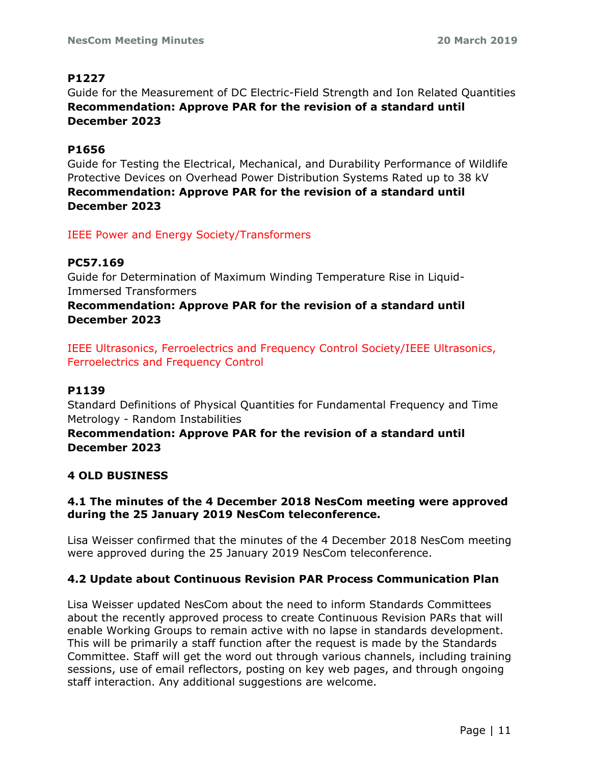**P1227**

Guide for the Measurement of DC Electric-Field Strength and Ion Related Quantities

**Recommendation: Approve PAR for the revision of a standard until December 2023**

**P1656**

Guide for Testing the Electrical, Mechanical, and Durability Performance of Wildlife Protective Devices on Overhead Power Distribution Systems Rated up to 38 kV

**Recommendation: Approve PAR for the revision of a standard until December 2023**

IEEE Power and Energy Society/Transformers

**PC57.169**

Guide for Determination of Maximum Winding Temperature Rise in Liquid-Immersed Transformers

**Recommendation: Approve PAR for the revision of a standard until December 2023**

IEEE Ultrasonics, Ferroelectrics and Frequency Control Society/IEEE Ultrasonics, Ferroelectrics and Frequency Control

**P1139**

Standard Definitions of Physical Quantities for Fundamental Frequency and Time Metrology - Random Instabilities

**Recommendation: Approve PAR for the revision of a standard until December 2023**

## 4 OLD BUSINESS

### 4.1 The minutes of the 4 December 2018 NesCom meeting were approved during the 25 January 2019 NesCom teleconference.

Lisa Weisser confirmed that the minutes of the 4 December 2018 NesCom meeting were approved during the 25 January 2019 NesCom teleconference.

### 4.2 Update about Continuous Revision PAR Process Communication Plan

Lisa Weisser updated NesCom about the need to inform Standards Committees about the recently approved process to create Continuous Revision PARs that will enable Working Groups to remain active with no lapse in standards development. This will be primarily a staff function after the request is made by the Standards Committee. Staff will get the word out through various channels, including training sessions, use of email reflectors, posting on key web pages, and through ongoing staff interaction. Any additional suggestions are welcome.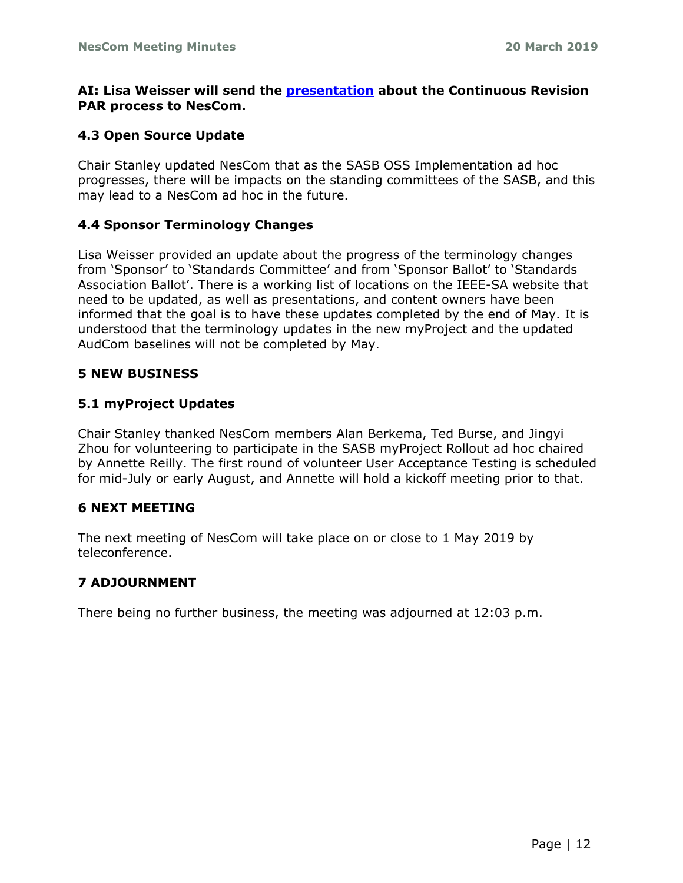**AI: Lisa Weisser will send the presentation about the Continuous Revision PAR process to NesCom.**

### 4.3 Open Source Update

Chair Stanley updated NesCom that as the SASB OSS Implementation ad hoc progresses, there will be impacts on the standing committees of the SASB, and this may lead to a NesCom ad hoc in the future.

### 4.4 Sponsor Terminology Changes

Lisa Weisser provided an update about the progress of the terminology changes from 'Sponsor' to 'Standards Committee' and from 'Sponsor Ballot' to 'Standards Association Ballot'. There is a working list of locations on the IEEE-SA website that need to be updated, as well as presentations, and content owners have been informed that the goal is to have these updates completed by the end of May. It is understood that the terminology updates in the new myProject and the updated AudCom baselines will not be completed by May.

## 5 NEW BUSINESS

### 5.1 myProject Updates

Chair Stanley thanked NesCom members Alan Berkema, Ted Burse, and Jingyi Zhou for volunteering to participate in the SASB myProject Rollout ad hoc chaired by Annette Reilly. The first round of volunteer User Acceptance Testing is scheduled for mid-July or early August, and Annette will hold a kickoff meeting prior to that.

## 6 NEXT MEETING

The next meeting of NesCom will take place on or close to 1 May 2019 by teleconference.

## 7 ADJOURNMENT

There being no further business, the meeting was adjourned at 12:03 p.m.